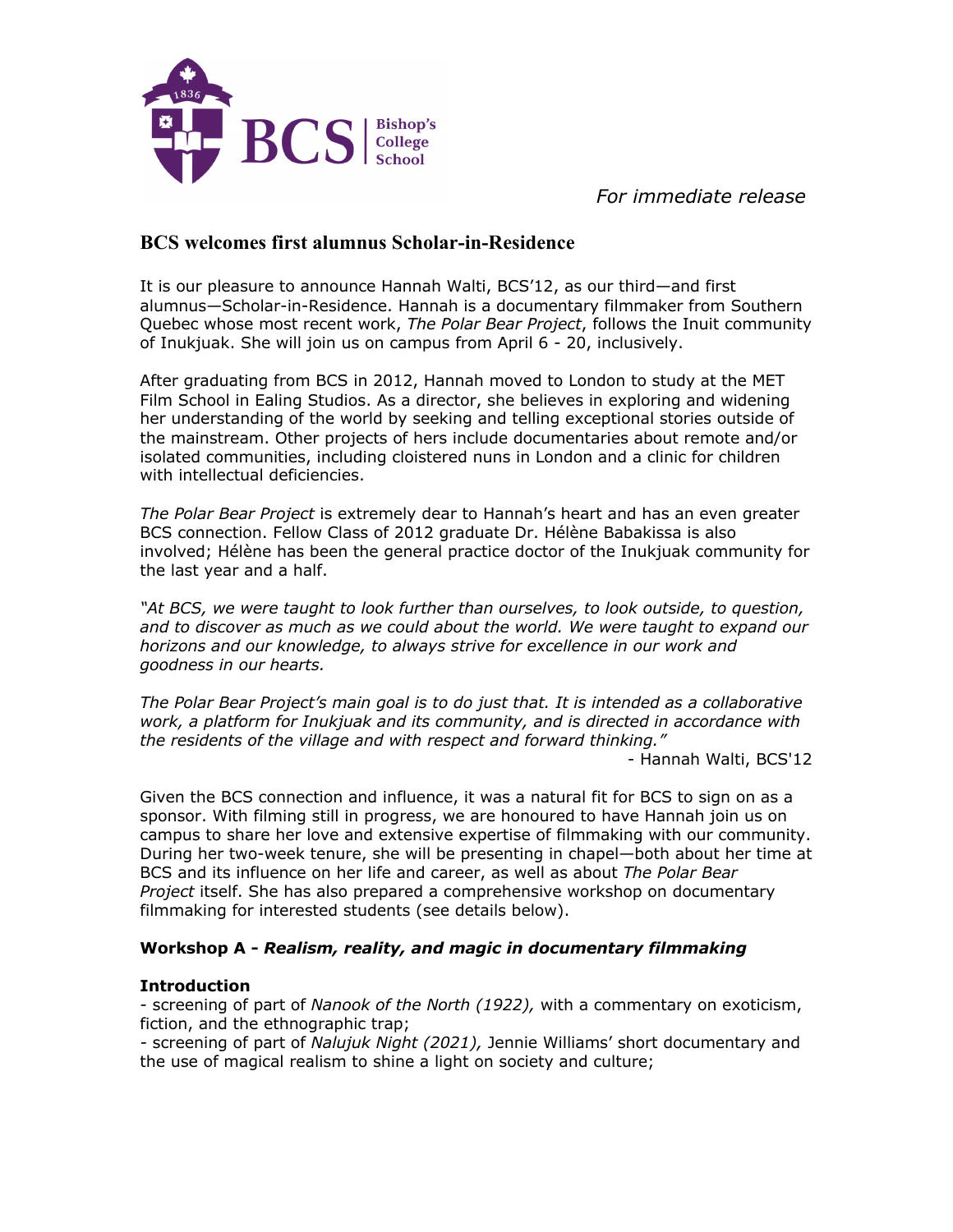*For immediate release*

## BCS welcomes first alumnus Scholar-in-Residence

It is our pleasure to announce Hannah Walti, BCS'12, as our third—and first alumnus—Scholar-in-Residence. Hannah is a documentary filmmaker from Southern Quebec whose most recent work, *The Polar Bear Project*, follows the Inuit community of Inukjuak. She will join us on campus from April 6 - 20, inclusively.

After graduating from BCS in 2012, Hannah moved to London to study at the MET Film School in Ealing Studios. As a director, she believes in exploring and widening her understanding of the world by seeking and telling exceptional stories outside of the mainstream. Other projects of hers include documentaries about remote and/or isolated communities, including cloistered nuns in London and a clinic for children with intellectual deficiencies.

*The Polar Bear Project* is extremely dear to Hannah's heart and has an even greater BCS connection. Fellow Class of 2012 graduate Dr. Hélène Babakissa is also involved; Hélène has been the general practice doctor of the Inukjuak community for the last year and a half.

*"At BCS, we were taught to look further than ourselves, to look outside, to question, and to discover as much as we could about the world. We were taught to expand our horizons and our knowledge, to always strive for excellence in our work and goodness in our hearts.*

*The Polar Bear Project's main goal is to do just that. It is intended as a collaborative work, a platform for Inukjuak and its community, and is directed in accordance with the residents of the village and with respect and forward thinking."*

- Hannah Walti, BCS'12

Given the BCS connection and influence, it was a natural fit for BCS to sign on as a sponsor. With filming still in progress, we are honoured to have Hannah join us on campus to share her love and extensive expertise of filmmaking with our community. During her two-week tenure, she will be presenting in chapel—both about her time at BCS and its influence on her life and career, as well as about *The Polar Bear Project* itself. She has also prepared a comprehensive workshop on documentary filmmaking for interested students (see details below).

### Workshop A - *Realism, reality, and magic in documentary filmmaking*

**Introduction**

- screening of part of *Nanook of the North (1922),* with a commentary on exoticism, fiction, and the ethnographic trap;
- screening of part of *Nalujuk Night (2021),* Jennie Williams' short documentary and the use of magical realism to shine a light on society and culture;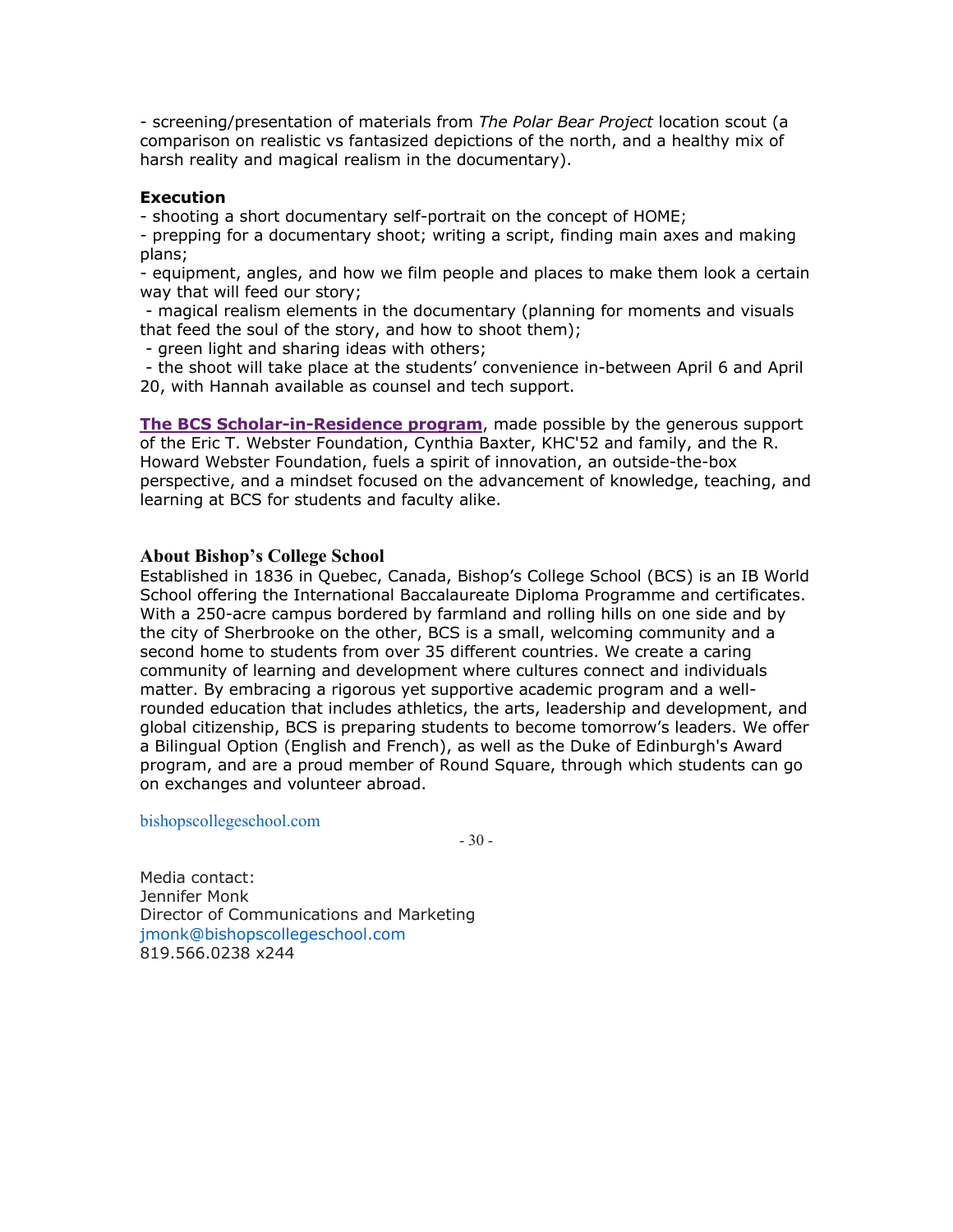- screening/presentation of materials from *The Polar Bear Project* location scout (a comparison on realistic vs fantasized depictions of the north, and a healthy mix of harsh reality and magical realism in the documentary).

**Execution**

- shooting a short documentary self-portrait on the concept of HOME;
- prepping for a documentary shoot; writing a script, finding main axes and making plans;
- equipment, angles, and how we film people and places to make them look a certain way that will feed our story;
- magical realism elements in the documentary (planning for moments and visuals that feed the soul of the story, and how to shoot them);
- green light and sharing ideas with others;
- the shoot will take place at the students' convenience in-between April 6 and April 20, with Hannah available as counsel and tech support.

**The BCS Scholar-in-Residence program**, made possible by the generous support of the Eric T. Webster Foundation, Cynthia Baxter, KHC'52 and family, and the R. Howard Webster Foundation, fuels a spirit of innovation, an outside-the-box perspective, and a mindset focused on the advancement of knowledge, teaching, and learning at BCS for students and faculty alike.

## About Bishop's College School

Established in 1836 in Quebec, Canada, Bishop's College School (BCS) is an IB World School offering the International Baccalaureate Diploma Programme and certificates. With a 250-acre campus bordered by farmland and rolling hills on one side and by the city of Sherbrooke on the other, BCS is a small, welcoming community and a second home to students from over 35 different countries. We create a caring community of learning and development where cultures connect and individuals matter. By embracing a rigorous yet supportive academic program and a well-rounded education that includes athletics, the arts, leadership and development, and global citizenship, BCS is preparing students to become tomorrow's leaders. We offer a Bilingual Option (English and French), as well as the Duke of Edinburgh's Award program, and are a proud member of Round Square, through which students can go on exchanges and volunteer abroad.

bishopscollegeschool.com

- 30 -

Media contact:
Jennifer Monk
Director of Communications and Marketing
jmonk@bishopscollegeschool.com
819.566.0238 x244